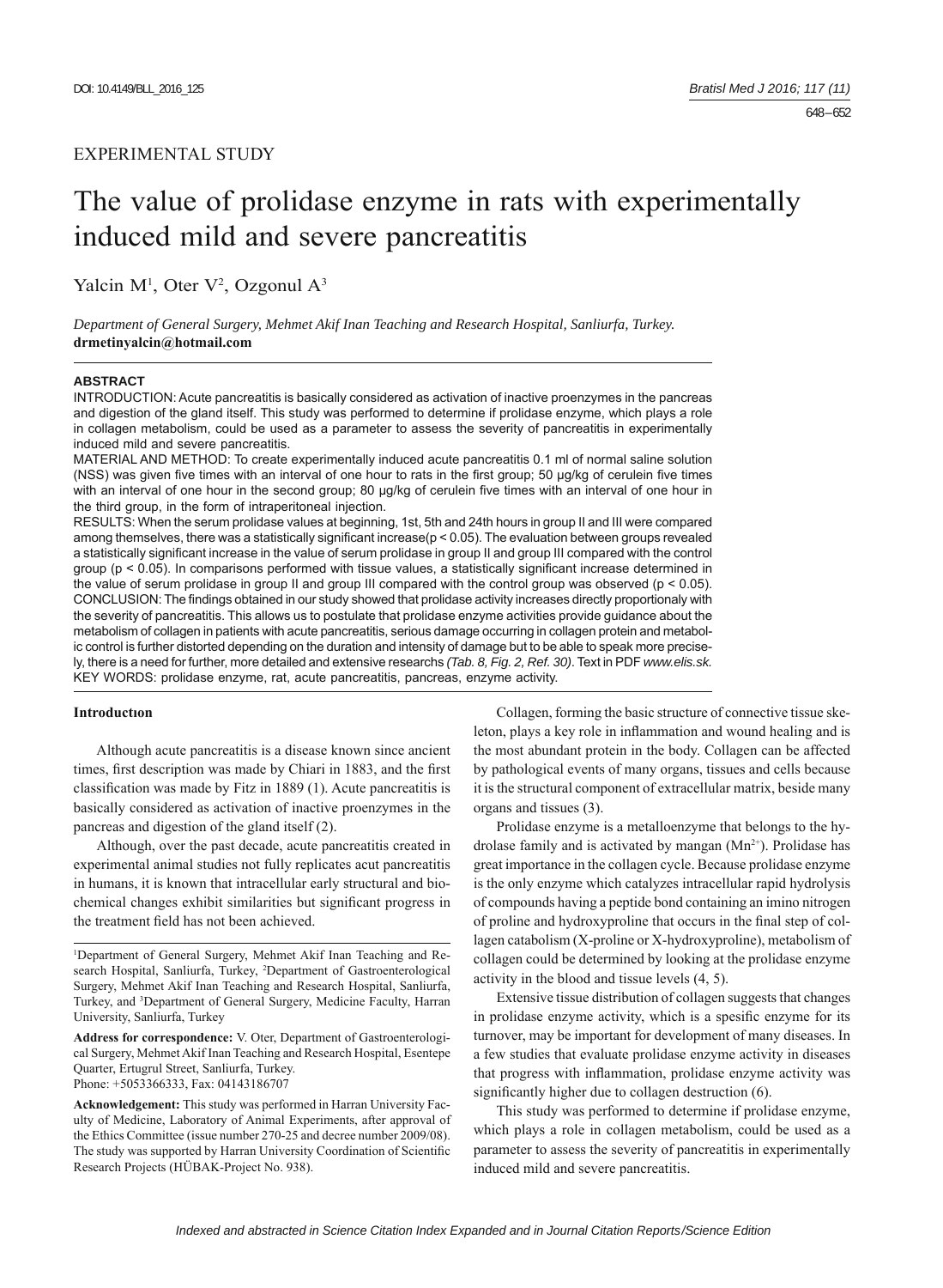EXPERIMENTAL STUDY

# The value of prolidase enzyme in rats with experimentally induced mild and severe pancreatitis

Yalcin M[1], Oter V[2], Ozgonul A[3]

*Department of General Surgery, Mehmet Akif Inan Teaching and Research Hospital, Sanliurfa, Turkey.*
**drmetinyalcin@hotmail.com**

## ABSTRACT

INTRODUCTION: Acute pancreatitis is basically considered as activation of inactive proenzymes in the pancreas and digestion of the gland itself. This study was performed to determine if prolidase enzyme, which plays a role in collagen metabolism, could be used as a parameter to assess the severity of pancreatitis in experimentally induced mild and severe pancreatitis.

MATERIAL AND METHOD: To create experimentally induced acute pancreatitis 0.1 ml of normal saline solution (NSS) was given five times with an interval of one hour to rats in the first group; 50 µg/kg of cerulein five times with an interval of one hour in the second group; 80 µg/kg of cerulein five times with an interval of one hour in the third group, in the form of intraperitoneal injection.

RESULTS: When the serum prolidase values at beginning, 1st, 5th and 24th hours in group II and III were compared among themselves, there was a statistically significant increase($p < 0.05$). The evaluation between groups revealed a statistically significant increase in the value of serum prolidase in group II and group III compared with the control group ($p < 0.05$). In comparisons performed with tissue values, a statistically significant increase determined in the value of serum prolidase in group II and group III compared with the control group was observed ($p < 0.05$).

CONCLUSION: The findings obtained in our study showed that prolidase activity increases directly proportionaly with the severity of pancreatitis. This allows us to postulate that prolidase enzyme activities provide guidance about the metabolism of collagen in patients with acute pancreatitis, serious damage occurring in collagen protein and metabolic control is further distorted depending on the duration and intensity of damage but to be able to speak more precisely, there is a need for further, more detailed and extensive researchs *(Tab. 8, Fig. 2, Ref. 30)*. Text in PDF *www.elis.sk.*

KEY WORDS: prolidase enzyme, rat, acute pancreatitis, pancreas, enzyme activity.

## Introductıon

Although acute pancreatitis is a disease known since ancient times, first description was made by Chiari in 1883, and the first classification was made by Fitz in 1889 (1). Acute pancreatitis is basically considered as activation of inactive proenzymes in the pancreas and digestion of the gland itself (2).

Although, over the past decade, acute pancreatitis created in experimental animal studies not fully replicates acut pancreatitis in humans, it is known that intracellular early structural and biochemical changes exhibit similarities but significant progress in the treatment field has not been achieved.

Collagen, forming the basic structure of connective tissue skeleton, plays a key role in inflammation and wound healing and is the most abundant protein in the body. Collagen can be affected by pathological events of many organs, tissues and cells because it is the structural component of extracellular matrix, beside many organs and tissues (3).

Prolidase enzyme is a metalloenzyme that belongs to the hydrolase family and is activated by mangan ($Mn^{2+}$). Prolidase has great importance in the collagen cycle. Because prolidase enzyme is the only enzyme which catalyzes intracellular rapid hydrolysis of compounds having a peptide bond containing an imino nitrogen of proline and hydroxyproline that occurs in the final step of collagen catabolism (X-proline or X-hydroxyproline), metabolism of collagen could be determined by looking at the prolidase enzyme activity in the blood and tissue levels (4, 5).

Extensive tissue distribution of collagen suggests that changes in prolidase enzyme activity, which is a spesific enzyme for its turnover, may be important for development of many diseases. In a few studies that evaluate prolidase enzyme activity in diseases that progress with inflammation, prolidase enzyme activity was significantly higher due to collagen destruction (6).

This study was performed to determine if prolidase enzyme, which plays a role in collagen metabolism, could be used as a parameter to assess the severity of pancreatitis in experimentally induced mild and severe pancreatitis.

---

[1]Department of General Surgery, Mehmet Akif Inan Teaching and Research Hospital, Sanliurfa, Turkey, [2]Department of Gastroenterological Surgery, Mehmet Akif Inan Teaching and Research Hospital, Sanliurfa, Turkey, and [3]Department of General Surgery, Medicine Faculty, Harran University, Sanliurfa, Turkey

**Address for correspondence:** V. Oter, Department of Gastroenterological Surgery, Mehmet Akif Inan Teaching and Research Hospital, Esentepe Quarter, Ertugrul Street, Sanliurfa, Turkey.
Phone: +5053366333, Fax: 04143186707

**Acknowledgement:** This study was performed in Harran University Faculty of Medicine, Laboratory of Animal Experiments, after approval of the Ethics Committee (issue number 270-25 and decree number 2009/08). The study was supported by Harran University Coordination of Scientific Research Projects (HÜBAK-Project No. 938).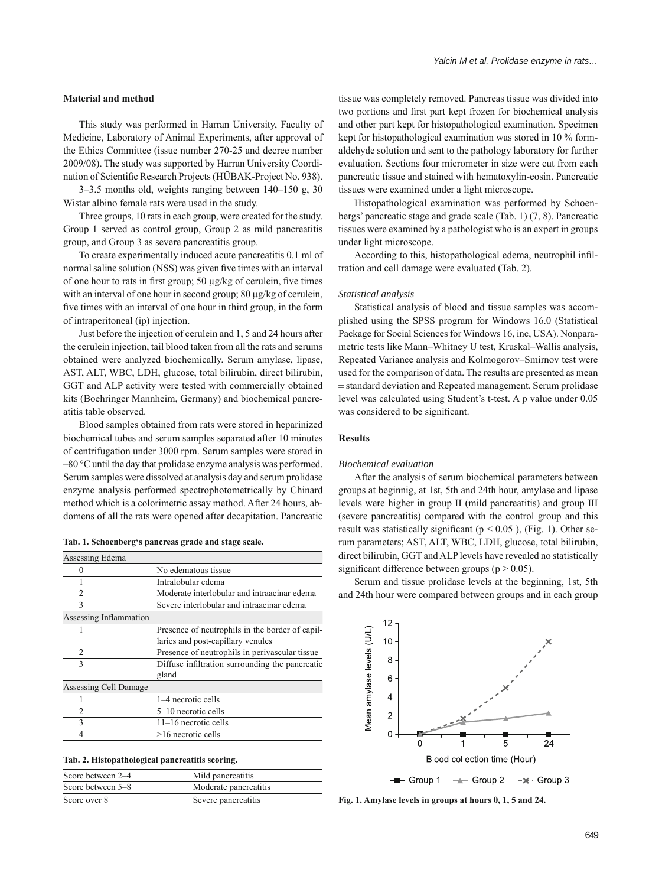### Material and method

This study was performed in Harran University, Faculty of Medicine, Laboratory of Animal Experiments, after approval of the Ethics Committee (issue number 270-25 and decree number 2009/08). The study was supported by Harran University Coordination of Scientific Research Projects (HÜBAK-Project No. 938).

3–3.5 months old, weights ranging between 140–150 g, 30 Wistar albino female rats were used in the study.

Three groups, 10 rats in each group, were created for the study. Group 1 served as control group, Group 2 as mild pancreatitis group, and Group 3 as severe pancreatitis group.

To create experimentally induced acute pancreatitis 0.1 ml of normal saline solution (NSS) was given five times with an interval of one hour to rats in first group; 50 µg/kg of cerulein, five times with an interval of one hour in second group; 80 µg/kg of cerulein, five times with an interval of one hour in third group, in the form of intraperitoneal (ip) injection.

Just before the injection of cerulein and 1, 5 and 24 hours after the cerulein injection, tail blood taken from all the rats and serums obtained were analyzed biochemically. Serum amylase, lipase, AST, ALT, WBC, LDH, glucose, total bilirubin, direct bilirubin, GGT and ALP activity were tested with commercially obtained kits (Boehringer Mannheim, Germany) and biochemical pancreatitis table observed.

Blood samples obtained from rats were stored in heparinized biochemical tubes and serum samples separated after 10 minutes of centrifugation under 3000 rpm. Serum samples were stored in –80 °C until the day that prolidase enzyme analysis was performed. Serum samples were dissolved at analysis day and serum prolidase enzyme analysis performed spectrophotometrically by Chinard method which is a colorimetric assay method. After 24 hours, abdomens of all the rats were opened after decapitation. Pancreatic tissue was completely removed. Pancreas tissue was divided into two portions and first part kept frozen for biochemical analysis and other part kept for histopathological examination. Specimen kept for histopathological examination was stored in 10 % formaldehyde solution and sent to the pathology laboratory for further evaluation. Sections four micrometer in size were cut from each pancreatic tissue and stained with hematoxylin-eosin. Pancreatic tissues were examined under a light microscope.

Histopathological examination was performed by Schoenbergs' pancreatic stage and grade scale (Tab. 1) (7, 8). Pancreatic tissues were examined by a pathologist who is an expert in groups under light microscope.

According to this, histopathological edema, neutrophil infiltration and cell damage were evaluated (Tab. 2).

**Tab. 1. Schoenberg's pancreas grade and stage scale.**

| Assessing Edema | |
|---|---|
| 0 | No edematous tissue |
| 1 | Intralobular edema |
| 2 | Moderate interlobular and intraacinar edema |
| 3 | Severe interlobular and intraacinar edema |
| **Assessing Inflammation** | |
| 1 | Presence of neutrophils in the border of capillaries and post-capillary venules |
| 2 | Presence of neutrophils in perivascular tissue |
| 3 | Diffuse infiltration surrounding the pancreatic gland |
| **Assessing Cell Damage** | |
| 1 | 1–4 necrotic cells |
| 2 | 5–10 necrotic cells |
| 3 | 11–16 necrotic cells |
| 4 | >16 necrotic cells |

**Tab. 2. Histopathological pancreatitis scoring.**

| Score between 2–4 | Mild pancreatitis |
|---|---|
| Score between 5–8 | Moderate pancreatitis |
| Score over 8 | Severe pancreatitis |

#### *Statistical analysis*

Statistical analysis of blood and tissue samples was accomplished using the SPSS program for Windows 16.0 (Statistical Package for Social Sciences for Windows 16, inc, USA). Nonparametric tests like Mann–Whitney U test, Kruskal–Wallis analysis, Repeated Variance analysis and Kolmogorov–Smirnov test were used for the comparison of data. The results are presented as mean ± standard deviation and Repeated management. Serum prolidase level was calculated using Student's t-test. A p value under 0.05 was considered to be significant.

### Results

#### *Biochemical evaluation*

After the analysis of serum biochemical parameters between groups at beginnig, at 1st, 5th and 24th hour, amylase and lipase levels were higher in group II (mild pancreatitis) and group III (severe pancreatitis) compared with the control group and this result was statistically significant ($p < 0.05$ ), (Fig. 1). Other serum parameters; AST, ALT, WBC, LDH, glucose, total bilirubin, direct bilirubin, GGT and ALP levels have revealed no statistically significant difference between groups ($p > 0.05$).

Serum and tissue prolidase levels at the beginning, 1st, 5th and 24th hour were compared between groups and in each group

**Fig. 1. Amylase levels in groups at hours 0, 1, 5 and 24.**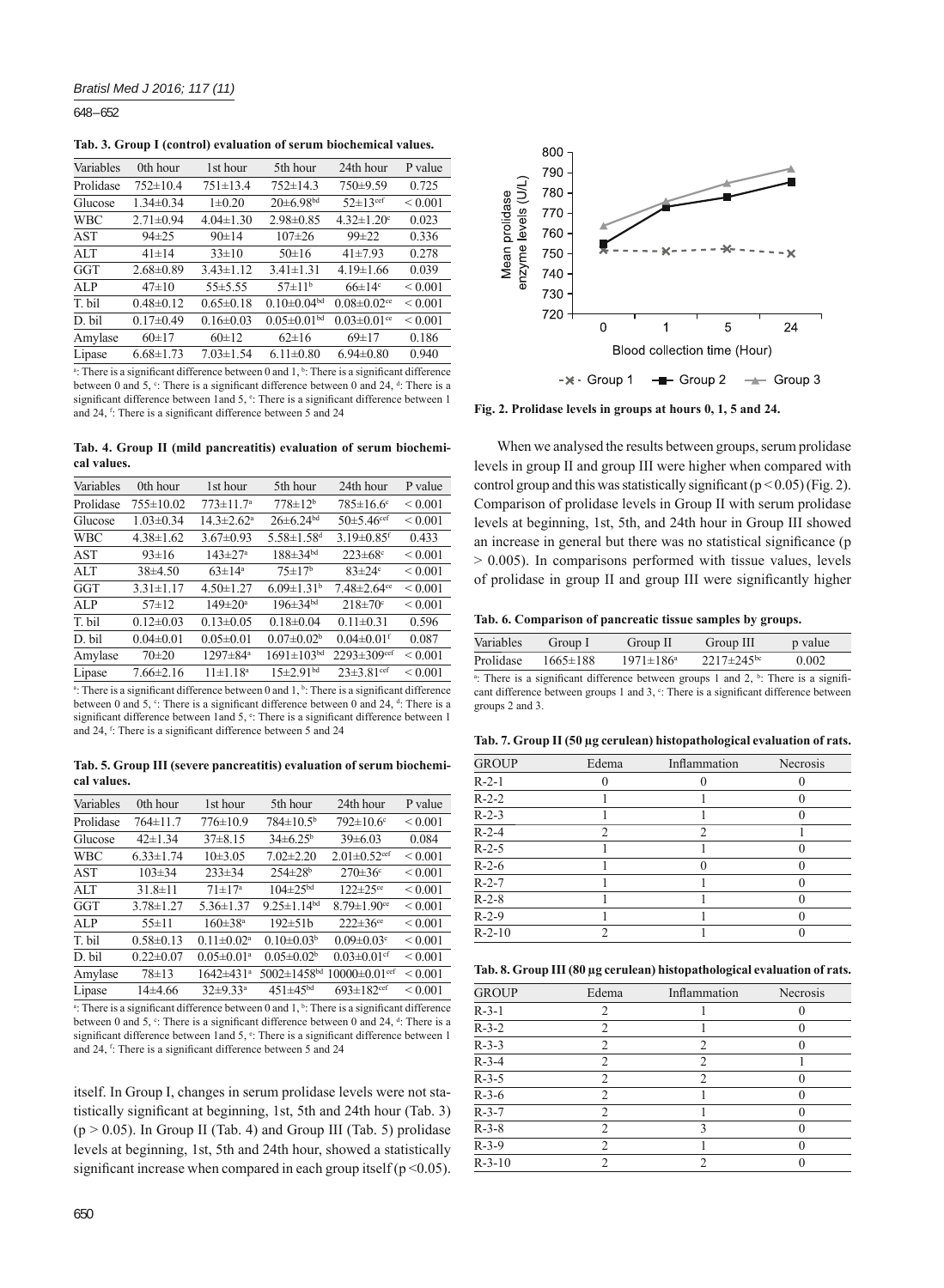**Tab. 3. Group I (control) evaluation of serum biochemical values.**

| Variables | 0th hour | 1st hour | 5th hour | 24th hour | P value |
|---|---|---|---|---|---|
| Prolidase | 752±10.4 | 751±13.4 | 752±14.3 | 750±9.59 | 0.725 |
| Glucose | 1.34±0.34 | 1±0.20 | 20±6.98[bd] | 52±13[cef] | < 0.001 |
| WBC | 2.71±0.94 | 4.04±1.30 | 2.98±0.85 | 4.32±1.20[c] | 0.023 |
| AST | 94±25 | 90±14 | 107±26 | 99±22 | 0.336 |
| ALT | 41±14 | 33±10 | 50±16 | 41±7.93 | 0.278 |
| GGT | 2.68±0.89 | 3.43±1.12 | 3.41±1.31 | 4.19±1.66 | 0.039 |
| ALP | 47±10 | 55±5.55 | 57±11[b] | 66±14[c] | < 0.001 |
| T. bil | 0.48±0.12 | 0.65±0.18 | 0.10±0.04[bd] | 0.08±0.02[ce] | < 0.001 |
| D. bil | 0.17±0.49 | 0.16±0.03 | 0.05±0.01[bd] | 0.03±0.01[ce] | < 0.001 |
| Amylase | 60±17 | 60±12 | 62±16 | 69±17 | 0.186 |
| Lipase | 6.68±1.73 | 7.03±1.54 | 6.11±0.80 | 6.94±0.80 | 0.940 |

[a]: There is a significant difference between 0 and 1, [b]: There is a significant difference between 0 and 5, [c]: There is a significant difference between 0 and 24, [d]: There is a significant difference between 1and 5, [e]: There is a significant difference between 1 and 24, [f]: There is a significant difference between 5 and 24

**Tab. 4. Group II (mild pancreatitis) evaluation of serum biochemical values.**

| Variables | 0th hour | 1st hour | 5th hour | 24th hour | P value |
|---|---|---|---|---|---|
| Prolidase | 755±10.02 | 773±11.7[a] | 778±12[b] | 785±16.6[c] | < 0.001 |
| Glucose | 1.03±0.34 | 14.3±2.62[a] | 26±6.24[bd] | 50±5.46[cef] | < 0.001 |
| WBC | 4.38±1.62 | 3.67±0.93 | 5.58±1.58[d] | 3.19±0.85[f] | 0.433 |
| AST | 93±16 | 143±27[a] | 188±34[bd] | 223±68[c] | < 0.001 |
| ALT | 38±4.50 | 63±14[a] | 75±17[b] | 83±24[c] | < 0.001 |
| GGT | 3.31±1.17 | 4.50±1.27 | 6.09±1.31[b] | 7.48±2.64[ce] | < 0.001 |
| ALP | 57±12 | 149±20[a] | 196±34[bd] | 218±70[c] | < 0.001 |
| T. bil | 0.12±0.03 | 0.13±0.05 | 0.18±0.04 | 0.11±0.31 | 0.596 |
| D. bil | 0.04±0.01 | 0.05±0.01 | 0.07±0.02[b] | 0.04±0.01[f] | 0.087 |
| Amylase | 70±20 | 1297±84[a] | 1691±103[bd] | 2293±309[cef] | < 0.001 |
| Lipase | 7.66±2.16 | 11±1.18[a] | 15±2.91[bd] | 23±3.81[cef] | < 0.001 |

[a]: There is a significant difference between 0 and 1, [b]: There is a significant difference between 0 and 5, [c]: There is a significant difference between 0 and 24, [d]: There is a significant difference between 1and 5, [e]: There is a significant difference between 1 and 24, [f]: There is a significant difference between 5 and 24

**Tab. 5. Group III (severe pancreatitis) evaluation of serum biochemical values.**

| Variables | 0th hour | 1st hour | 5th hour | 24th hour | P value |
|---|---|---|---|---|---|
| Prolidase | 764±11.7 | 776±10.9 | 784±10.5[b] | 792±10.6[c] | < 0.001 |
| Glucose | 42±1.34 | 37±8.15 | 34±6.25[b] | 39±6.03 | 0.084 |
| WBC | 6.33±1.74 | 10±3.05 | 7.02±2.20 | 2.01±0.52[cef] | < 0.001 |
| AST | 103±34 | 233±34 | 254±28[b] | 270±36[c] | < 0.001 |
| ALT | 31.8±11 | 71±17[a] | 104±25[bd] | 122±25[ce] | < 0.001 |
| GGT | 3.78±1.27 | 5.36±1.37 | 9.25±1.14[bd] | 8.79±1.90[ce] | < 0.001 |
| ALP | 55±11 | 160±38[a] | 192±51b | 222±36[ce] | < 0.001 |
| T. bil | 0.58±0.13 | 0.11±0.02[a] | 0.10±0.03[b] | 0.09±0.03[c] | < 0.001 |
| D. bil | 0.22±0.07 | 0.05±0.01[a] | 0.05±0.02[b] | 0.03±0.01[cf] | < 0.001 |
| Amylase | 78±13 | 1642±431[a] | 5002±1458[bd] | 10000±0.01[cef] | < 0.001 |
| Lipase | 14±4.66 | 32±9.33[a] | 451±45[bd] | 693±182[cef] | < 0.001 |

[a]: There is a significant difference between 0 and 1, [b]: There is a significant difference between 0 and 5, [c]: There is a significant difference between 0 and 24, [d]: There is a significant difference between 1and 5, [e]: There is a significant difference between 1 and 24, [f]: There is a significant difference between 5 and 24

itself. In Group I, changes in serum prolidase levels were not statistically significant at beginning, 1st, 5th and 24th hour (Tab. 3) ($p > 0.05$). In Group II (Tab. 4) and Group III (Tab. 5) prolidase levels at beginning, 1st, 5th and 24th hour, showed a statistically significant increase when compared in each group itself ($p < 0.05$).

**Fig. 2. Prolidase levels in groups at hours 0, 1, 5 and 24.**

When we analysed the results between groups, serum prolidase levels in group II and group III were higher when compared with control group and this was statistically significant ($p < 0.05$) (Fig. 2). Comparison of prolidase levels in Group II with serum prolidase levels at beginning, 1st, 5th, and 24th hour in Group III showed an increase in general but there was no statistical significance ($p > 0.005$). In comparisons performed with tissue values, levels of prolidase in group II and group III were significantly higher

**Tab. 6. Comparison of pancreatic tissue samples by groups.**

| Variables | Group I | Group II | Group III | p value |
|---|---|---|---|---|
| Prolidase | 1665±188 | 1971±186[a] | 2217±245[bc] | 0.002 |

[a]: There is a significant difference between groups 1 and 2, [b]: There is a significant difference between groups 1 and 3, [c]: There is a significant difference between groups 2 and 3.

**Tab. 7. Group II (50 µg cerulean) histopathological evaluation of rats.**

| GROUP | Edema | Inflammation | Necrosis |
|---|---|---|---|
| R-2-1 | 0 | 0 | 0 |
| R-2-2 | 1 | 1 | 0 |
| R-2-3 | 1 | 1 | 0 |
| R-2-4 | 2 | 2 | 1 |
| R-2-5 | 1 | 1 | 0 |
| R-2-6 | 1 | 0 | 0 |
| R-2-7 | 1 | 1 | 0 |
| R-2-8 | 1 | 1 | 0 |
| R-2-9 | 1 | 1 | 0 |
| R-2-10 | 2 | 1 | 0 |

**Tab. 8. Group III (80 µg cerulean) histopathological evaluation of rats.**

| GROUP | Edema | Inflammation | Necrosis |
|---|---|---|---|
| R-3-1 | 2 | 1 | 0 |
| R-3-2 | 2 | 1 | 0 |
| R-3-3 | 2 | 2 | 0 |
| R-3-4 | 2 | 2 | 1 |
| R-3-5 | 2 | 2 | 0 |
| R-3-6 | 2 | 1 | 0 |
| R-3-7 | 2 | 1 | 0 |
| R-3-8 | 2 | 3 | 0 |
| R-3-9 | 2 | 1 | 0 |
| R-3-10 | 2 | 2 | 0 |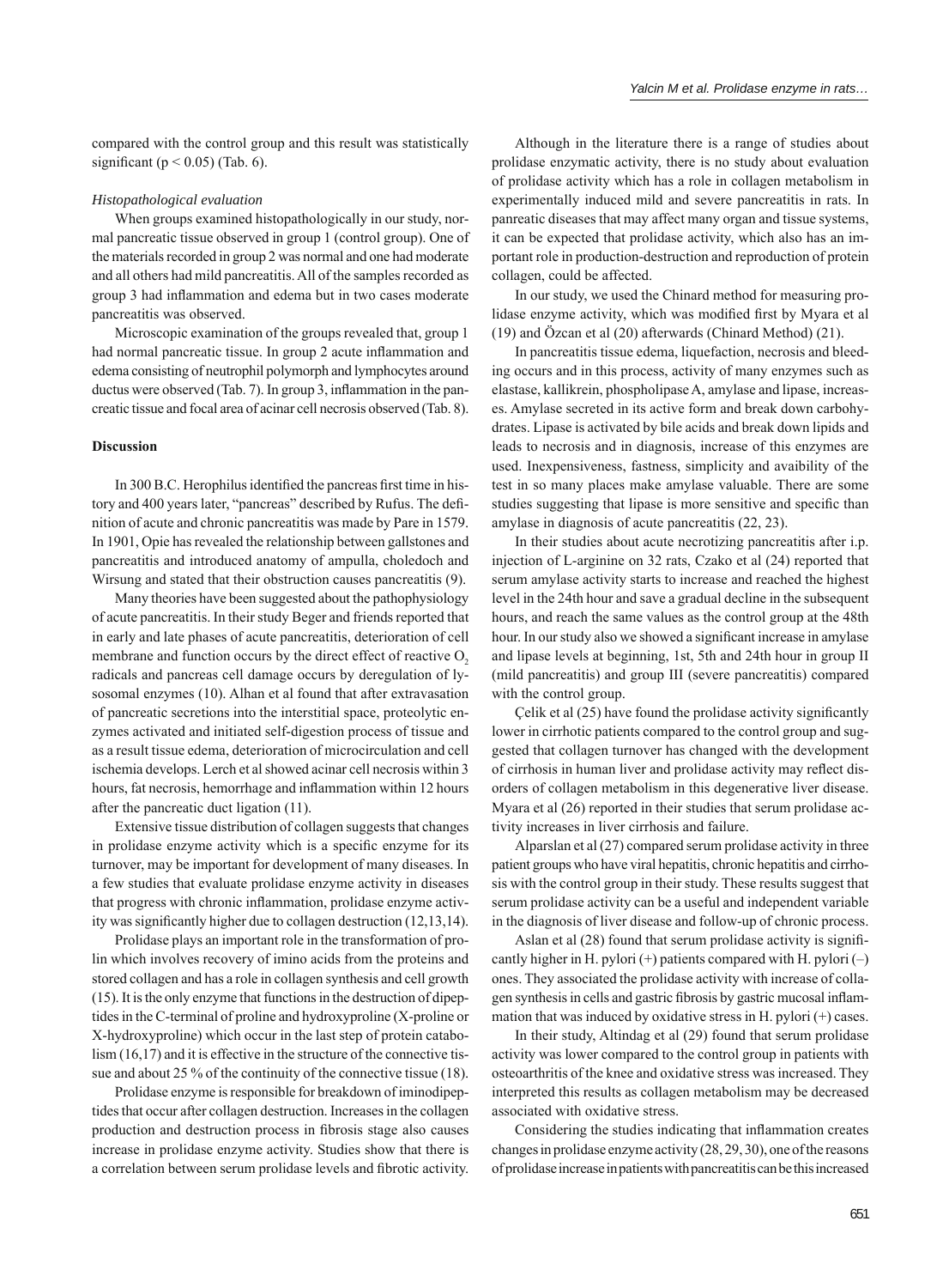compared with the control group and this result was statistically significant ($p < 0.05$) (Tab. 6).

*Histopathological evaluation*

When groups examined histopathologically in our study, normal pancreatic tissue observed in group 1 (control group). One of the materials recorded in group 2 was normal and one had moderate and all others had mild pancreatitis. All of the samples recorded as group 3 had inflammation and edema but in two cases moderate pancreatitis was observed.

Microscopic examination of the groups revealed that, group 1 had normal pancreatic tissue. In group 2 acute inflammation and edema consisting of neutrophil polymorph and lymphocytes around ductus were observed (Tab. 7). In group 3, inflammation in the pancreatic tissue and focal area of acinar cell necrosis observed (Tab. 8).

## Discussion

In 300 B.C. Herophilus identified the pancreas first time in history and 400 years later, "pancreas" described by Rufus. The definition of acute and chronic pancreatitis was made by Pare in 1579. In 1901, Opie has revealed the relationship between gallstones and pancreatitis and introduced anatomy of ampulla, choledoch and Wirsung and stated that their obstruction causes pancreatitis (9).

Many theories have been suggested about the pathophysiology of acute pancreatitis. In their study Beger and friends reported that in early and late phases of acute pancreatitis, deterioration of cell membrane and function occurs by the direct effect of reactive $O_2$ radicals and pancreas cell damage occurs by deregulation of lysosomal enzymes (10). Alhan et al found that after extravasation of pancreatic secretions into the interstitial space, proteolytic enzymes activated and initiated self-digestion process of tissue and as a result tissue edema, deterioration of microcirculation and cell ischemia develops. Lerch et al showed acinar cell necrosis within 3 hours, fat necrosis, hemorrhage and inflammation within 12 hours after the pancreatic duct ligation (11).

Extensive tissue distribution of collagen suggests that changes in prolidase enzyme activity which is a specific enzyme for its turnover, may be important for development of many diseases. In a few studies that evaluate prolidase enzyme activity in diseases that progress with chronic inflammation, prolidase enzyme activity was significantly higher due to collagen destruction (12,13,14).

Prolidase plays an important role in the transformation of prolin which involves recovery of imino acids from the proteins and stored collagen and has a role in collagen synthesis and cell growth (15). It is the only enzyme that functions in the destruction of dipeptides in the C-terminal of proline and hydroxyproline (X-proline or X-hydroxyproline) which occur in the last step of protein catabolism (16,17) and it is effective in the structure of the connective tissue and about 25 % of the continuity of the connective tissue (18).

Prolidase enzyme is responsible for breakdown of iminodipeptides that occur after collagen destruction. Increases in the collagen production and destruction process in fibrosis stage also causes increase in prolidase enzyme activity. Studies show that there is a correlation between serum prolidase levels and fibrotic activity.

Although in the literature there is a range of studies about prolidase enzymatic activity, there is no study about evaluation of prolidase activity which has a role in collagen metabolism in experimentally induced mild and severe pancreatitis in rats. In panreatic diseases that may affect many organ and tissue systems, it can be expected that prolidase activity, which also has an important role in production-destruction and reproduction of protein collagen, could be affected.

In our study, we used the Chinard method for measuring prolidase enzyme activity, which was modified first by Myara et al (19) and Özcan et al (20) afterwards (Chinard Method) (21).

In pancreatitis tissue edema, liquefaction, necrosis and bleeding occurs and in this process, activity of many enzymes such as elastase, kallikrein, phospholipase A, amylase and lipase, increases. Amylase secreted in its active form and break down carbohydrates. Lipase is activated by bile acids and break down lipids and leads to necrosis and in diagnosis, increase of this enzymes are used. Inexpensiveness, fastness, simplicity and avaibility of the test in so many places make amylase valuable. There are some studies suggesting that lipase is more sensitive and specific than amylase in diagnosis of acute pancreatitis (22, 23).

In their studies about acute necrotizing pancreatitis after i.p. injection of L-arginine on 32 rats, Czako et al (24) reported that serum amylase activity starts to increase and reached the highest level in the 24th hour and save a gradual decline in the subsequent hours, and reach the same values as the control group at the 48th hour. In our study also we showed a significant increase in amylase and lipase levels at beginning, 1st, 5th and 24th hour in group II (mild pancreatitis) and group III (severe pancreatitis) compared with the control group.

Çelik et al (25) have found the prolidase activity significantly lower in cirrhotic patients compared to the control group and suggested that collagen turnover has changed with the development of cirrhosis in human liver and prolidase activity may reflect disorders of collagen metabolism in this degenerative liver disease. Myara et al (26) reported in their studies that serum prolidase activity increases in liver cirrhosis and failure.

Alparslan et al (27) compared serum prolidase activity in three patient groups who have viral hepatitis, chronic hepatitis and cirrhosis with the control group in their study. These results suggest that serum prolidase activity can be a useful and independent variable in the diagnosis of liver disease and follow-up of chronic process.

Aslan et al (28) found that serum prolidase activity is significantly higher in H. pylori (+) patients compared with H. pylori (–) ones. They associated the prolidase activity with increase of collagen synthesis in cells and gastric fibrosis by gastric mucosal inflammation that was induced by oxidative stress in H. pylori (+) cases.

In their study, Altindag et al (29) found that serum prolidase activity was lower compared to the control group in patients with osteoarthritis of the knee and oxidative stress was increased. They interpreted this results as collagen metabolism may be decreased associated with oxidative stress.

Considering the studies indicating that inflammation creates changes in prolidase enzyme activity (28, 29, 30), one of the reasons of prolidase increase in patients with pancreatitis can be this increased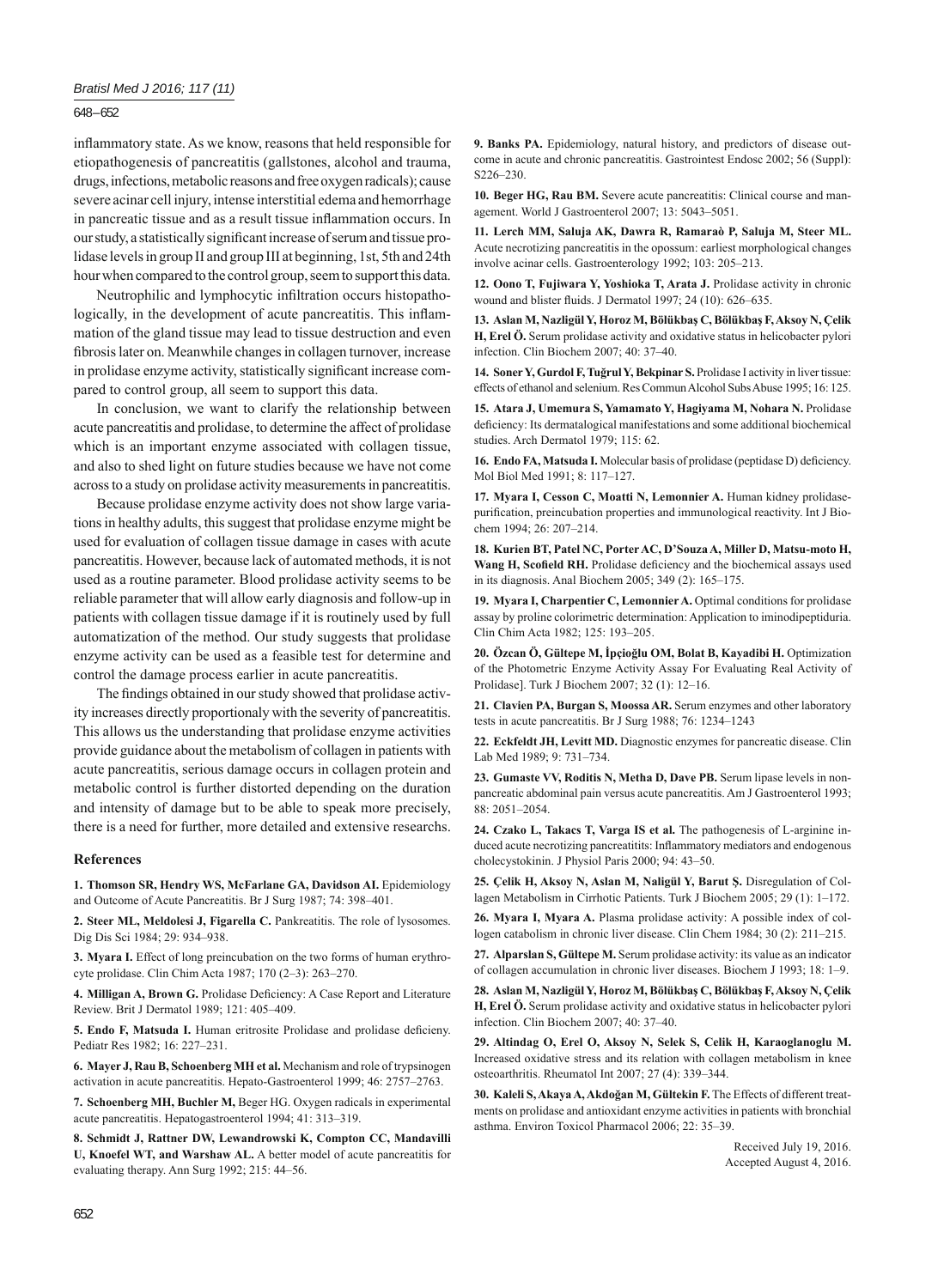inflammatory state. As we know, reasons that held responsible for etiopathogenesis of pancreatitis (gallstones, alcohol and trauma, drugs, infections, metabolic reasons and free oxygen radicals); cause severe acinar cell injury, intense interstitial edema and hemorrhage in pancreatic tissue and as a result tissue inflammation occurs. In our study, a statistically significant increase of serum and tissue prolidase levels in group II and group III at beginning, 1st, 5th and 24th hour when compared to the control group, seem to support this data.

Neutrophilic and lymphocytic infiltration occurs histopathologically, in the development of acute pancreatitis. This inflammation of the gland tissue may lead to tissue destruction and even fibrosis later on. Meanwhile changes in collagen turnover, increase in prolidase enzyme activity, statistically significant increase compared to control group, all seem to support this data.

In conclusion, we want to clarify the relationship between acute pancreatitis and prolidase, to determine the affect of prolidase which is an important enzyme associated with collagen tissue, and also to shed light on future studies because we have not come across to a study on prolidase activity measurements in pancreatitis.

Because prolidase enzyme activity does not show large variations in healthy adults, this suggest that prolidase enzyme might be used for evaluation of collagen tissue damage in cases with acute pancreatitis. However, because lack of automated methods, it is not used as a routine parameter. Blood prolidase activity seems to be reliable parameter that will allow early diagnosis and follow-up in patients with collagen tissue damage if it is routinely used by full automatization of the method. Our study suggests that prolidase enzyme activity can be used as a feasible test for determine and control the damage process earlier in acute pancreatitis.

The findings obtained in our study showed that prolidase activity increases directly proportionaly with the severity of pancreatitis. This allows us the understanding that prolidase enzyme activities provide guidance about the metabolism of collagen in patients with acute pancreatitis, serious damage occurs in collagen protein and metabolic control is further distorted depending on the duration and intensity of damage but to be able to speak more precisely, there is a need for further, more detailed and extensive researchs.

## References

1. **Thomson SR, Hendry WS, McFarlane GA, Davidson AI.** Epidemiology and Outcome of Acute Pancreatitis. Br J Surg 1987; 74: 398–401.

2. **Steer ML, Meldolesi J, Figarella C.** Pankreatitis. The role of lysosomes. Dig Dis Sci 1984; 29: 934–938.

3. **Myara I.** Effect of long preincubation on the two forms of human erythrocyte prolidase. Clin Chim Acta 1987; 170 (2–3): 263–270.

4. **Milligan A, Brown G.** Prolidase Deficiency: A Case Report and Literature Review. Brit J Dermatol 1989; 121: 405–409.

5. **Endo F, Matsuda I.** Human eritrosite Prolidase and prolidase deficieny. Pediatr Res 1982; 16: 227–231.

6. **Mayer J, Rau B, Schoenberg MH et al.** Mechanism and role of trypsinogen activation in acute pancreatitis. Hepato-Gastroenterol 1999; 46: 2757–2763.

7. **Schoenberg MH, Buchler M,** Beger HG. Oxygen radicals in experimental acute pancreatitis. Hepatogastroenterol 1994; 41: 313–319.

8. **Schmidt J, Rattner DW, Lewandrowski K, Compton CC, Mandavilli U, Knoefel WT, and Warshaw AL.** A better model of acute pancreatitis for evaluating therapy. Ann Surg 1992; 215: 44–56.

9. **Banks PA.** Epidemiology, natural history, and predictors of disease outcome in acute and chronic pancreatitis. Gastrointest Endosc 2002; 56 (Suppl): S226–230.

10. **Beger HG, Rau BM.** Severe acute pancreatitis: Clinical course and management. World J Gastroenterol 2007; 13: 5043–5051.

11. **Lerch MM, Saluja AK, Dawra R, Ramaraò P, Saluja M, Steer ML.** Acute necrotizing pancreatitis in the opossum: earliest morphological changes involve acinar cells. Gastroenterology 1992; 103: 205–213.

12. **Oono T, Fujiwara Y, Yoshioka T, Arata J.** Prolidase activity in chronic wound and blister fluids. J Dermatol 1997; 24 (10): 626–635.

13. **Aslan M, Nazligül Y, Horoz M, Bölükbaş C, Bölükbaş F, Aksoy N, Çelik H, Erel Ö.** Serum prolidase activity and oxidative status in helicobacter pylori infection. Clin Biochem 2007; 40: 37–40.

14. **Soner Y, Gurdol F, Tuğrul Y, Bekpinar S.** Prolidase I activity in liver tissue: effects of ethanol and selenium. Res Commun Alcohol Subs Abuse 1995; 16: 125.

15. **Atara J, Umemura S, Yamamato Y, Hagiyama M, Nohara N.** Prolidase deficiency: Its dermatological manifestations and some additional biochemical studies. Arch Dermatol 1979; 115: 62.

16. **Endo FA, Matsuda I.** Molecular basis of prolidase (peptidase D) deficiency. Mol Biol Med 1991; 8: 117–127.

17. **Myara I, Cesson C, Moatti N, Lemonnier A.** Human kidney prolidase-purification, preincubation properties and immunological reactivity. Int J Biochem 1994; 26: 207–214.

18. **Kurien BT, Patel NC, Porter AC, D'Souza A, Miller D, Matsu-moto H, Wang H, Scofield RH.** Prolidase deficiency and the biochemical assays used in its diagnosis. Anal Biochem 2005; 349 (2): 165–175.

19. **Myara I, Charpentier C, Lemonnier A.** Optimal conditions for prolidase assay by proline colorimetric determination: Application to iminodipeptiduria. Clin Chim Acta 1982; 125: 193–205.

20. **Özcan Ö, Gültepe M, İpçioğlu OM, Bolat B, Kayadibi H.** Optimization of the Photometric Enzyme Activity Assay For Evaluating Real Activity of Prolidase]. Turk J Biochem 2007; 32 (1): 12–16.

21. **Clavien PA, Burgan S, Moossa AR.** Serum enzymes and other laboratory tests in acute pancreatitis. Br J Surg 1988; 76: 1234–1243

22. **Eckfeldt JH, Levitt MD.** Diagnostic enzymes for pancreatic disease. Clin Lab Med 1989; 9: 731–734.

23. **Gumaste VV, Roditis N, Metha D, Dave PB.** Serum lipase levels in nonpancreatic abdominal pain versus acute pancreatitis. Am J Gastroenterol 1993; 88: 2051–2054.

24. **Czako L, Takacs T, Varga IS et al.** The pathogenesis of L-arginine induced acute necrotizing pancreatitits: Inflammatory mediators and endogenous cholecystokinin. J Physiol Paris 2000; 94: 43–50.

25. **Çelik H, Aksoy N, Aslan M, Naligül Y, Barut Ş.** Disregulation of Collagen Metabolism in Cirrhotic Patients. Turk J Biochem 2005; 29 (1): 1–172.

26. **Myara I, Myara A.** Plasma prolidase activity: A possible index of collogen catabolism in chronic liver disease. Clin Chem 1984; 30 (2): 211–215.

27. **Alparslan S, Gültepe M.** Serum prolidase activity: its value as an indicator of collagen accumulation in chronic liver diseases. Biochem J 1993; 18: 1–9.

28. **Aslan M, Nazligül Y, Horoz M, Bölükbaş C, Bölükbaş F, Aksoy N, Çelik H, Erel Ö.** Serum prolidase activity and oxidative status in helicobacter pylori infection. Clin Biochem 2007; 40: 37–40.

29. **Altindag O, Erel O, Aksoy N, Selek S, Celik H, Karaoglanoglu M.** Increased oxidative stress and its relation with collagen metabolism in knee osteoarthritis. Rheumatol Int 2007; 27 (4): 339–344.

30. **Kaleli S, Akaya A, Akdoğan M, Gültekin F.** The Effects of different treatments on prolidase and antioxidant enzyme activities in patients with bronchial asthma. Environ Toxicol Pharmacol 2006; 22: 35–39.

Received July 19, 2016.
Accepted August 4, 2016.